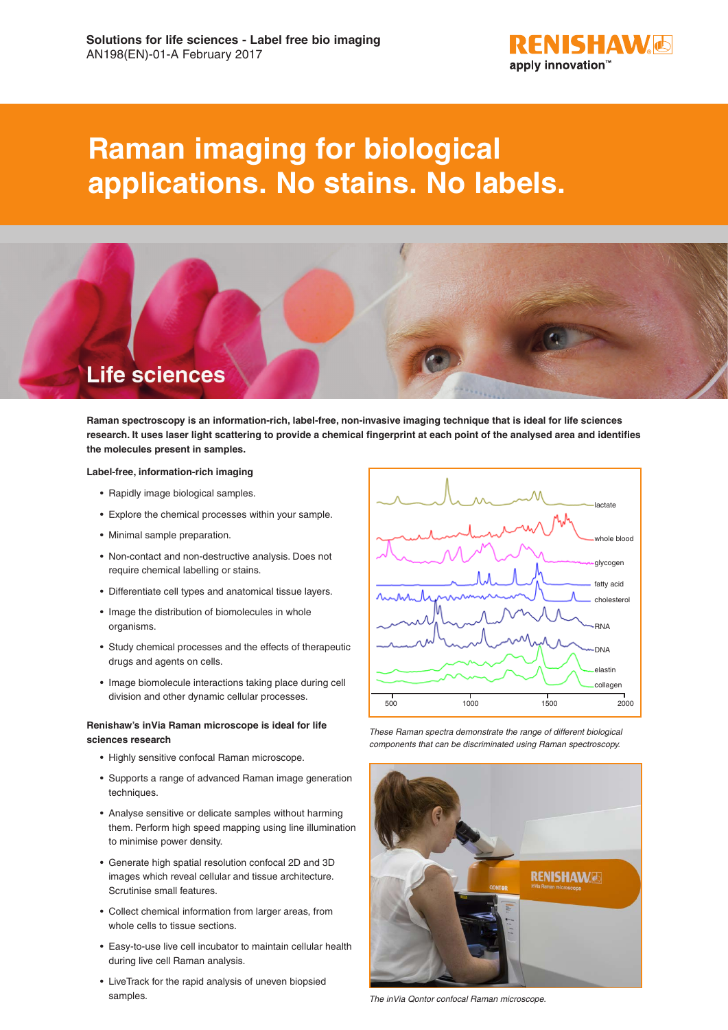**Solutions for life sciences - Label free bio imaging**
AN198(EN)-01-A February 2017

# Raman imaging for biological applications. No stains. No labels.

## Life sciences

**Raman spectroscopy is an information-rich, label-free, non-invasive imaging technique that is ideal for life sciences research. It uses laser light scattering to provide a chemical fingerprint at each point of the analysed area and identifies the molecules present in samples.**

### Label-free, information-rich imaging

- Rapidly image biological samples.
- Explore the chemical processes within your sample.
- Minimal sample preparation.
- Non-contact and non-destructive analysis. Does not require chemical labelling or stains.
- Differentiate cell types and anatomical tissue layers.
- Image the distribution of biomolecules in whole organisms.
- Study chemical processes and the effects of therapeutic drugs and agents on cells.
- Image biomolecule interactions taking place during cell division and other dynamic cellular processes.

### Renishaw's inVia Raman microscope is ideal for life sciences research

- Highly sensitive confocal Raman microscope.
- Supports a range of advanced Raman image generation techniques.
- Analyse sensitive or delicate samples without harming them. Perform high speed mapping using line illumination to minimise power density.
- Generate high spatial resolution confocal 2D and 3D images which reveal cellular and tissue architecture. Scrutinise small features.
- Collect chemical information from larger areas, from whole cells to tissue sections.
- Easy-to-use live cell incubator to maintain cellular health during live cell Raman analysis.
- LiveTrack for the rapid analysis of uneven biopsied samples.

*These Raman spectra demonstrate the range of different biological components that can be discriminated using Raman spectroscopy.*

*The inVia Qontor confocal Raman microscope.*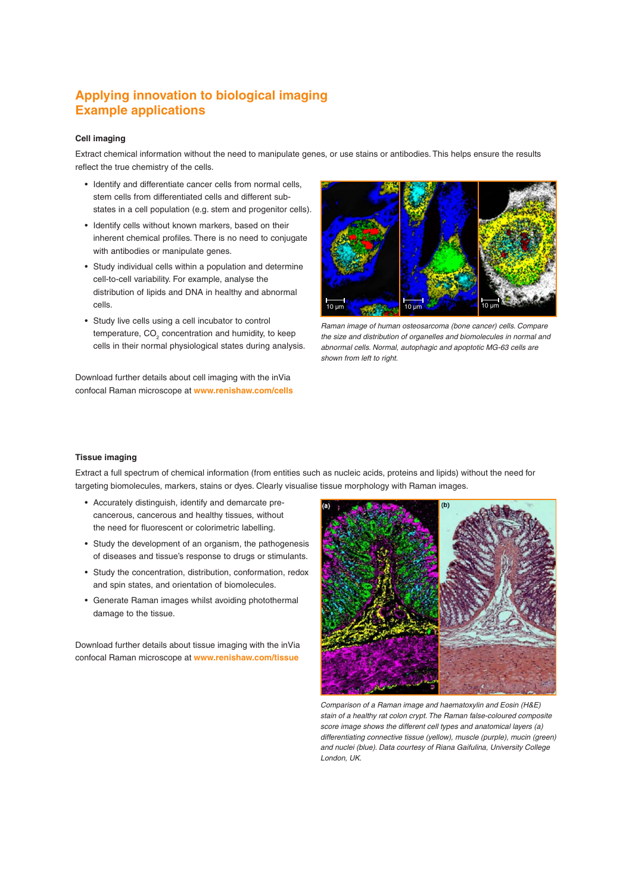# Applying innovation to biological imaging
# Example applications

### Cell imaging

Extract chemical information without the need to manipulate genes, or use stains or antibodies. This helps ensure the results reflect the true chemistry of the cells.

- Identify and differentiate cancer cells from normal cells, stem cells from differentiated cells and different sub-states in a cell population (e.g. stem and progenitor cells).
- Identify cells without known markers, based on their inherent chemical profiles. There is no need to conjugate with antibodies or manipulate genes.
- Study individual cells within a population and determine cell-to-cell variability. For example, analyse the distribution of lipids and DNA in healthy and abnormal cells.
- Study live cells using a cell incubator to control temperature, $CO_2$ concentration and humidity, to keep cells in their normal physiological states during analysis.

*Raman image of human osteosarcoma (bone cancer) cells. Compare the size and distribution of organelles and biomolecules in normal and abnormal cells. Normal, autophagic and apoptotic MG-63 cells are shown from left to right.*

Download further details about cell imaging with the inVia confocal Raman microscope at **www.renishaw.com/cells**

### Tissue imaging

Extract a full spectrum of chemical information (from entities such as nucleic acids, proteins and lipids) without the need for targeting biomolecules, markers, stains or dyes. Clearly visualise tissue morphology with Raman images.

- Accurately distinguish, identify and demarcate pre-cancerous, cancerous and healthy tissues, without the need for fluorescent or colorimetric labelling.
- Study the development of an organism, the pathogenesis of diseases and tissue's response to drugs or stimulants.
- Study the concentration, distribution, conformation, redox and spin states, and orientation of biomolecules.
- Generate Raman images whilst avoiding photothermal damage to the tissue.

*Comparison of a Raman image and haematoxylin and Eosin (H&E) stain of a healthy rat colon crypt. The Raman false-coloured composite score image shows the different cell types and anatomical layers (a) differentiating connective tissue (yellow), muscle (purple), mucin (green) and nuclei (blue). Data courtesy of Riana Gaifulina, University College London, UK.*

Download further details about tissue imaging with the inVia confocal Raman microscope at **www.renishaw.com/tissue**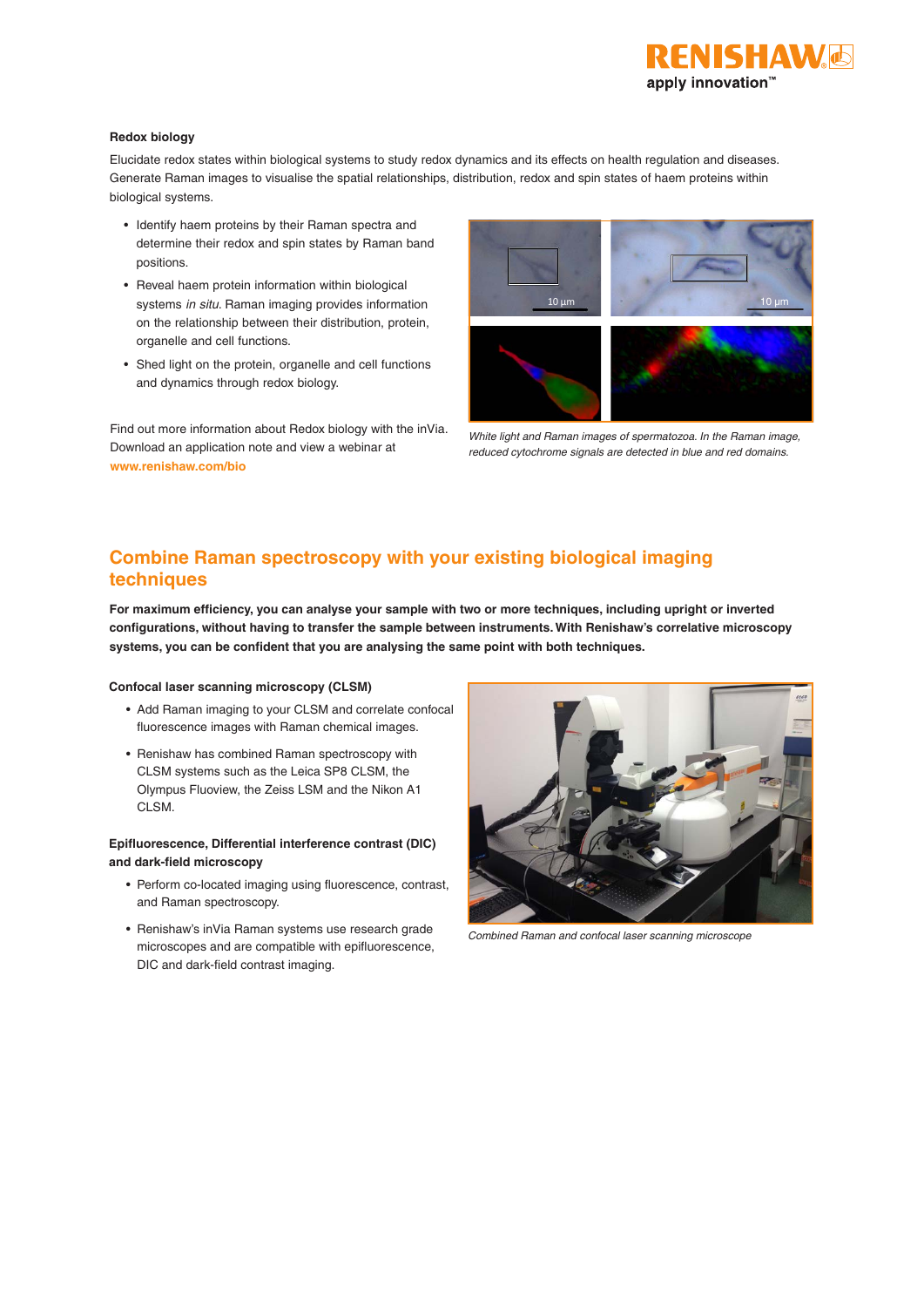### Redox biology

Elucidate redox states within biological systems to study redox dynamics and its effects on health regulation and diseases. Generate Raman images to visualise the spatial relationships, distribution, redox and spin states of haem proteins within biological systems.

- Identify haem proteins by their Raman spectra and determine their redox and spin states by Raman band positions.
- Reveal haem protein information within biological systems *in situ*. Raman imaging provides information on the relationship between their distribution, protein, organelle and cell functions.
- Shed light on the protein, organelle and cell functions and dynamics through redox biology.

Find out more information about Redox biology with the inVia. Download an application note and view a webinar at **www.renishaw.com/bio**

*White light and Raman images of spermatozoa. In the Raman image, reduced cytochrome signals are detected in blue and red domains.*

## Combine Raman spectroscopy with your existing biological imaging techniques

**For maximum efficiency, you can analyse your sample with two or more techniques, including upright or inverted configurations, without having to transfer the sample between instruments. With Renishaw's correlative microscopy systems, you can be confident that you are analysing the same point with both techniques.**

### Confocal laser scanning microscopy (CLSM)

- Add Raman imaging to your CLSM and correlate confocal fluorescence images with Raman chemical images.
- Renishaw has combined Raman spectroscopy with CLSM systems such as the Leica SP8 CLSM, the Olympus Fluoview, the Zeiss LSM and the Nikon A1 CLSM.

### Epifluorescence, Differential interference contrast (DIC) and dark-field microscopy

- Perform co-located imaging using fluorescence, contrast, and Raman spectroscopy.
- Renishaw's inVia Raman systems use research grade microscopes and are compatible with epifluorescence, DIC and dark-field contrast imaging.

*Combined Raman and confocal laser scanning microscope*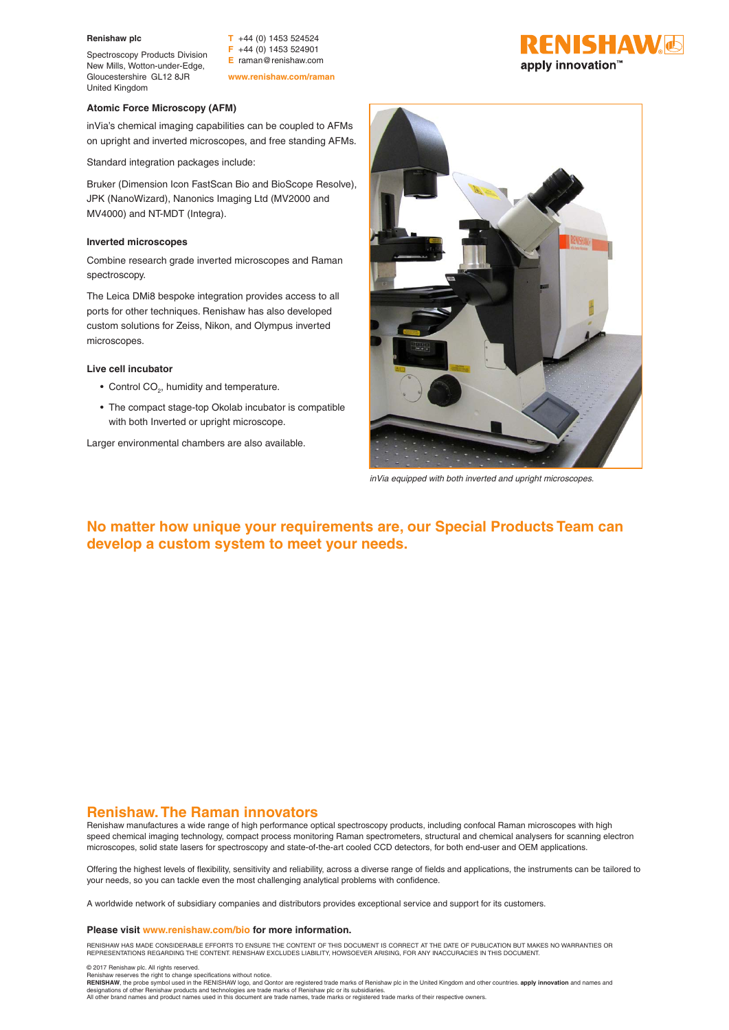**Renishaw plc**

Spectroscopy Products Division
New Mills, Wotton-under-Edge,
Gloucestershire GL12 8JR
United Kingdom

**T** +44 (0) 1453 524524
**F** +44 (0) 1453 524901
**E** raman@renishaw.com

**www.renishaw.com/raman**

**RENISHAW**
apply innovation™

### Atomic Force Microscopy (AFM)

inVia's chemical imaging capabilities can be coupled to AFMs on upright and inverted microscopes, and free standing AFMs.

Standard integration packages include:

Bruker (Dimension Icon FastScan Bio and BioScope Resolve), JPK (NanoWizard), Nanonics Imaging Ltd (MV2000 and MV4000) and NT-MDT (Integra).

### Inverted microscopes

Combine research grade inverted microscopes and Raman spectroscopy.

The Leica DMi8 bespoke integration provides access to all ports for other techniques. Renishaw has also developed custom solutions for Zeiss, Nikon, and Olympus inverted microscopes.

### Live cell incubator

- Control $CO_2$, humidity and temperature.
- The compact stage-top Okolab incubator is compatible with both Inverted or upright microscope.

Larger environmental chambers are also available.

*inVia equipped with both inverted and upright microscopes.*

## No matter how unique your requirements are, our Special Products Team can develop a custom system to meet your needs.

## Renishaw. The Raman innovators

Renishaw manufactures a wide range of high performance optical spectroscopy products, including confocal Raman microscopes with high speed chemical imaging technology, compact process monitoring Raman spectrometers, structural and chemical analysers for scanning electron microscopes, solid state lasers for spectroscopy and state-of-the-art cooled CCD detectors, for both end-user and OEM applications.

Offering the highest levels of flexibility, sensitivity and reliability, across a diverse range of fields and applications, the instruments can be tailored to your needs, so you can tackle even the most challenging analytical problems with confidence.

A worldwide network of subsidiary companies and distributors provides exceptional service and support for its customers.

**Please visit www.renishaw.com/bio for more information.**

RENISHAW HAS MADE CONSIDERABLE EFFORTS TO ENSURE THE CONTENT OF THIS DOCUMENT IS CORRECT AT THE DATE OF PUBLICATION BUT MAKES NO WARRANTIES OR REPRESENTATIONS REGARDING THE CONTENT. RENISHAW EXCLUDES LIABILITY, HOWSOEVER ARISING, FOR ANY INACCURACIES IN THIS DOCUMENT.

© 2017 Renishaw plc. All rights reserved.
Renishaw reserves the right to change specifications without notice.
**RENISHAW**, the probe symbol used in the RENISHAW logo, and Qontor are registered trade marks of Renishaw plc in the United Kingdom and other countries. **apply innovation** and names and designations of other Renishaw products and technologies are trade marks of Renishaw plc or its subsidiaries.
All other brand names and product names used in this document are trade names, trade marks or registered trade marks of their respective owners.